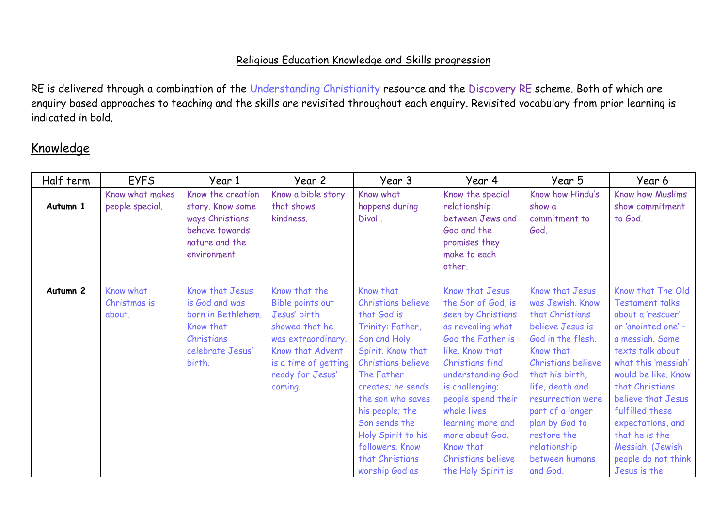# Religious Education Knowledge and Skills progression

RE is delivered through a combination of the Understanding Christianity resource and the Discovery RE scheme. Both of which are enquiry based approaches to teaching and the skills are revisited throughout each enquiry. Revisited vocabulary from prior learning is indicated in bold.

## Knowledge

| Half term | EYFS | Year 1 | Year 2 | Year 3 | Year 4 | Year 5 | Year 6 |
|---|---|---|---|---|---|---|---|
| **Autumn 1** | Know what makes people special. | Know the creation story. Know some ways Christians behave towards nature and the environment. | Know a bible story that shows kindness. | Know what happens during Divali. | Know the special relationship between Jews and God and the promises they make to each other. | Know how Hindu's show a commitment to God. | Know how Muslims show commitment to God. |
| **Autumn 2** | Know what Christmas is about. | Know that Jesus is God and was born in Bethlehem. Know that Christians celebrate Jesus' birth. | Know that the Bible points out Jesus' birth showed that he was extraordinary. Know that Advent is a time of getting ready for Jesus' coming. | Know that Christians believe that God is Trinity: Father, Son and Holy Spirit. Know that Christians believe The Father creates; he sends the son who saves his people; the Son sends the Holy Spirit to his followers. Know that Christians worship God as | Know that Jesus the Son of God, is seen by Christians as revealing what God the Father is like. Know that Christians find understanding God is challenging; people spend their whole lives learning more and more about God. Know that Christians believe the Holy Spirit is | Know that Jesus was Jewish. Know that Christians believe Jesus is God in the flesh. Know that Christians believe that his birth, life, death and resurrection were part of a longer plan by God to restore the relationship between humans and God. | Know that The Old Testament talks about a 'rescuer' or 'anointed one' – a messiah. Some texts talk about what this 'messiah' would be like. Know that Christians believe that Jesus fulfilled these expectations, and that he is the Messiah. (Jewish people do not think Jesus is the |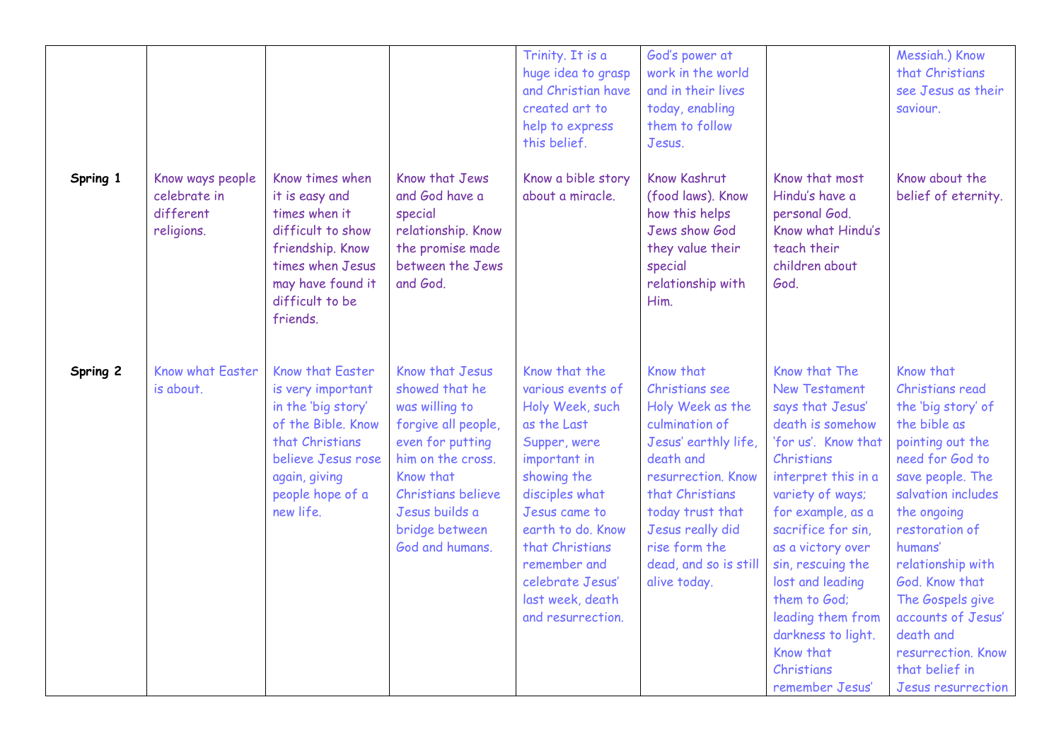| | | | | | | | |
|---|---|---|---|---|---|---|---|
| | | | | Trinity. It is a huge idea to grasp and Christian have created art to help to express this belief. | God's power at work in the world and in their lives today, enabling them to follow Jesus. | | Messiah.) Know that Christians see Jesus as their saviour. |
| **Spring 1** | Know ways people celebrate in different religions. | Know times when it is easy and times when it difficult to show friendship. Know times when Jesus may have found it difficult to be friends. | Know that Jews and God have a special relationship. Know the promise made between the Jews and God. | Know a bible story about a miracle. | Know Kashrut (food laws). Know how this helps Jews show God they value their special relationship with Him. | Know that most Hindu's have a personal God. Know what Hindu's teach their children about God. | Know about the belief of eternity. |
| **Spring 2** | Know what Easter is about. | Know that Easter is very important in the 'big story' of the Bible. Know that Christians believe Jesus rose again, giving people hope of a new life. | Know that Jesus showed that he was willing to forgive all people, even for putting him on the cross. Know that Christians believe Jesus builds a bridge between God and humans. | Know that the various events of Holy Week, such as the Last Supper, were important in showing the disciples what Jesus came to earth to do. Know that Christians remember and celebrate Jesus' last week, death and resurrection. | Know that Christians see Holy Week as the culmination of Jesus' earthly life, death and resurrection. Know that Christians today trust that Jesus really did rise form the dead, and so is still alive today. | Know that The New Testament says that Jesus' death is somehow 'for us'. Know that Christians interpret this in a variety of ways; for example, as a sacrifice for sin, as a victory over sin, rescuing the lost and leading them to God; leading them from darkness to light. Know that Christians remember Jesus' | Know that Christians read the 'big story' of the bible as pointing out the need for God to save people. The salvation includes the ongoing restoration of humans' relationship with God. Know that The Gospels give accounts of Jesus' death and resurrection. Know that belief in Jesus resurrection |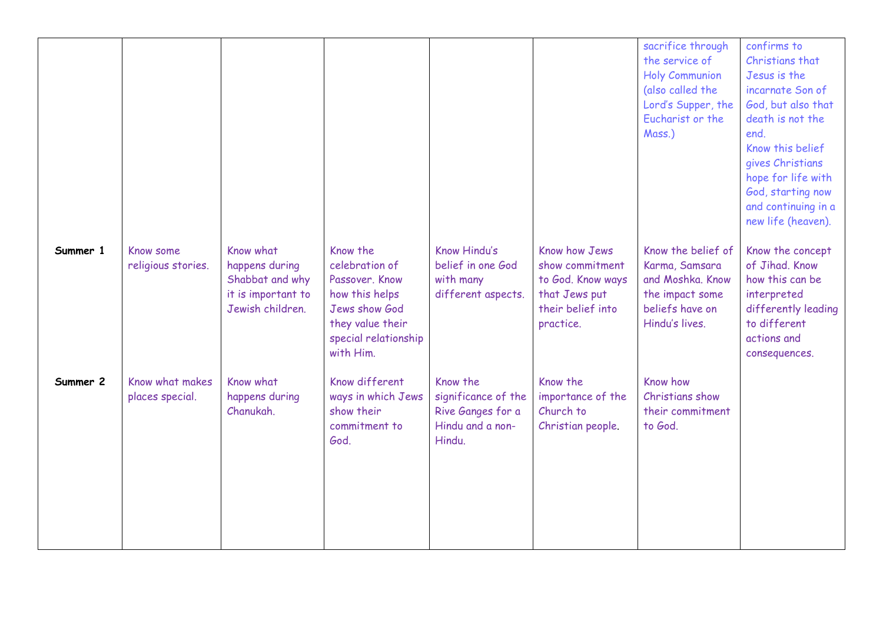| | | | | | | | |
|---|---|---|---|---|---|---|---|
| | | | | | | sacrifice through the service of Holy Communion (also called the Lord's Supper, the Eucharist or the Mass.) | confirms to Christians that Jesus is the incarnate Son of God, but also that death is not the end. Know this belief gives Christians hope for life with God, starting now and continuing in a new life (heaven). |
| **Summer 1** | Know some religious stories. | Know what happens during Shabbat and why it is important to Jewish children. | Know the celebration of Passover. Know how this helps Jews show God they value their special relationship with Him. | Know Hindu's belief in one God with many different aspects. | Know how Jews show commitment to God. Know ways that Jews put their belief into practice. | Know the belief of Karma, Samsara and Moshka. Know the impact some beliefs have on Hindu's lives. | Know the concept of Jihad. Know how this can be interpreted differently leading to different actions and consequences. |
| **Summer 2** | Know what makes places special. | Know what happens during Chanukah. | Know different ways in which Jews show their commitment to God. | Know the significance of the Rive Ganges for a Hindu and a non-Hindu. | Know the importance of the Church to Christian people. | Know how Christians show their commitment to God. | |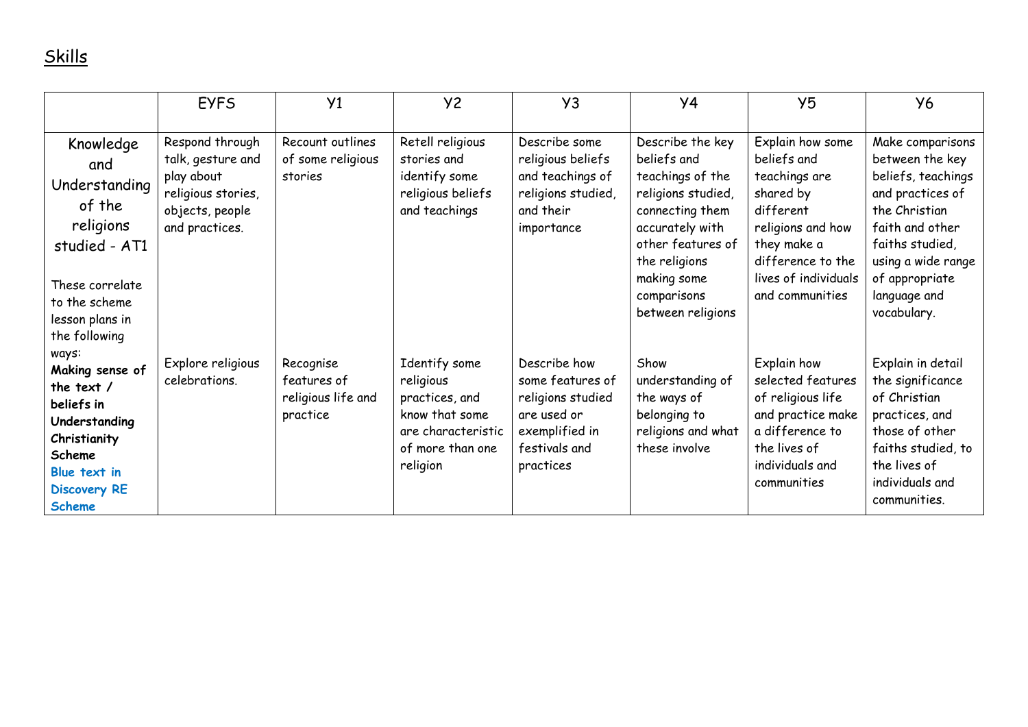## Skills

| | EYFS | Y1 | Y2 | Y3 | Y4 | Y5 | Y6 |
|---|---|---|---|---|---|---|---|
| Knowledge and Understanding of the religions studied - AT1 | Respond through talk, gesture and play about religious stories, objects, people and practices. | Recount outlines of some religious stories | Retell religious stories and identify some religious beliefs and teachings | Describe some religious beliefs and teachings of religions studied, and their importance | Describe the key beliefs and teachings of the religions studied, connecting them accurately with other features of the religions making some comparisons between religions | Explain how some beliefs and teachings are shared by different religions and how they make a difference to the lives of individuals and communities | Make comparisons between the key beliefs, teachings and practices of the Christian faith and other faiths studied, using a wide range of appropriate language and vocabulary. |
| These correlate to the scheme lesson plans in the following ways: **Making sense of the text / beliefs in Understanding Christianity Scheme** **Blue text in Discovery RE Scheme** | Explore religious celebrations. | Recognise features of religious life and practice | Identify some religious practices, and know that some are characteristic of more than one religion | Describe how some features of religions studied are used or exemplified in festivals and practices | Show understanding of the ways of belonging to religions and what these involve | Explain how selected features of religious life and practice make a difference to the lives of individuals and communities | Explain in detail the significance of Christian practices, and those of other faiths studied, to the lives of individuals and communities. |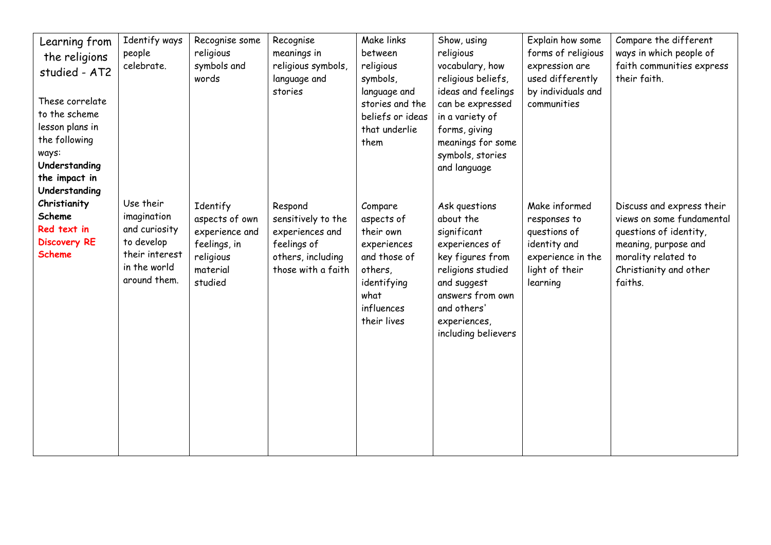| Learning from the religions studied - AT2<br><br>These correlate to the scheme lesson plans in the following ways:<br>**Understanding the impact in Understanding Christianity Scheme**<br>**Red text in Discovery RE Scheme** | Identify ways people celebrate. | Recognise some religious symbols and words | Recognise meanings in religious symbols, language and stories | Make links between religious symbols, language and stories and the beliefs or ideas that underlie them | Show, using religious vocabulary, how religious beliefs, ideas and feelings can be expressed in a variety of forms, giving meanings for some symbols, stories and language | Explain how some forms of religious expression are used differently by individuals and communities | Compare the different ways in which people of faith communities express their faith. |
|---|---|---|---|---|---|---|---|
| | Use their imagination and curiosity to develop their interest in the world around them. | Identify aspects of own experience and feelings, in religious material studied | Respond sensitively to the experiences and feelings of others, including those with a faith | Compare aspects of their own experiences and those of others, identifying what influences their lives | Ask questions about the significant experiences of key figures from religions studied and suggest answers from own and others' experiences, including believers | Make informed responses to questions of identity and experience in the light of their learning | Discuss and express their views on some fundamental questions of identity, meaning, purpose and morality related to Christianity and other faiths. |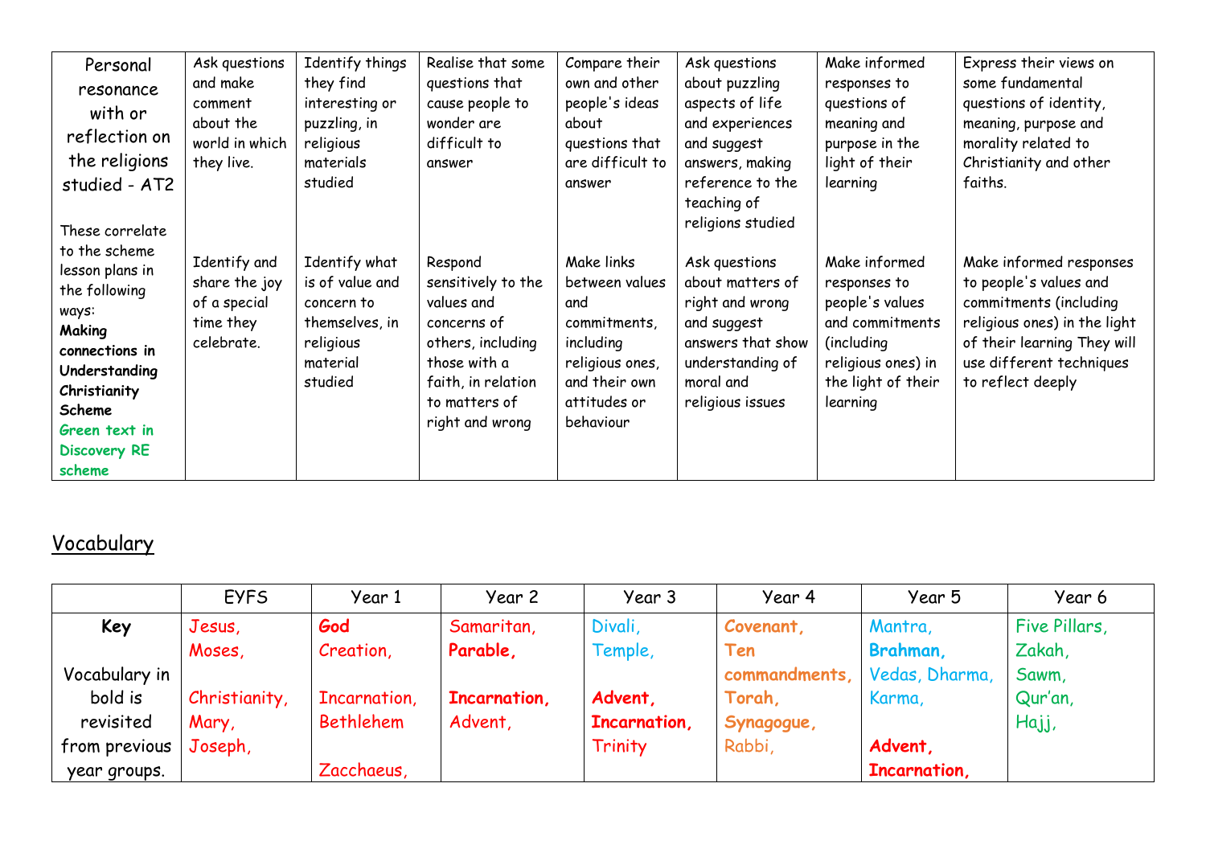| Personal resonance with or reflection on the religions studied - AT2<br><br>These correlate to the scheme lesson plans in the following ways:<br>**Making connections in Understanding Christianity Scheme**<br>**Green text in Discovery RE scheme** | Ask questions and make comment about the world in which they live.<br><br>Identify and share the joy of a special time they celebrate. | Identify things they find interesting or puzzling, in religious materials studied<br><br>Identify what is of value and concern to themselves, in religious material studied | Realise that some questions that cause people to wonder are difficult to answer<br><br>Respond sensitively to the values and concerns of others, including those with a faith, in relation to matters of right and wrong | Compare their own and other people's ideas about questions that are difficult to answer<br><br>Make links between values and commitments, including religious ones, and their own attitudes or behaviour | Ask questions about puzzling aspects of life and experiences and suggest answers, making reference to the teaching of religions studied<br><br>Ask questions about matters of right and wrong and suggest answers that show understanding of moral and religious issues | Make informed responses to questions of meaning and purpose in the light of their learning<br><br>Make informed responses to people's values and commitments (including religious ones) in the light of their learning | Express their views on some fundamental questions of identity, meaning, purpose and morality related to Christianity and other faiths.<br><br>Make informed responses to people's values and commitments (including religious ones) in the light of their learning They will use different techniques to reflect deeply |
|---|---|---|---|---|---|---|---|

## Vocabulary

| | EYFS | Year 1 | Year 2 | Year 3 | Year 4 | Year 5 | Year 6 |
|---|---|---|---|---|---|---|---|
| **Key**<br><br>Vocabulary in bold is revisited from previous year groups. | Jesus,<br>Moses,<br><br>Christianity,<br>Mary,<br>Joseph, | **God**<br>Creation,<br><br>Incarnation,<br>Bethlehem<br><br>Zacchaeus, | Samaritan,<br>**Parable,**<br><br>**Incarnation,**<br>Advent, | Divali,<br>Temple,<br><br>**Advent,**<br>**Incarnation,**<br>Trinity | **Covenant,**<br>**Ten commandments,**<br>**Torah,**<br>**Synagogue,**<br>Rabbi, | Mantra,<br>**Brahman,**<br>Vedas, Dharma,<br>Karma,<br><br>**Advent,**<br>**Incarnation,** | Five Pillars,<br>Zakah,<br>Sawm,<br>Qur'an,<br>Hajj, |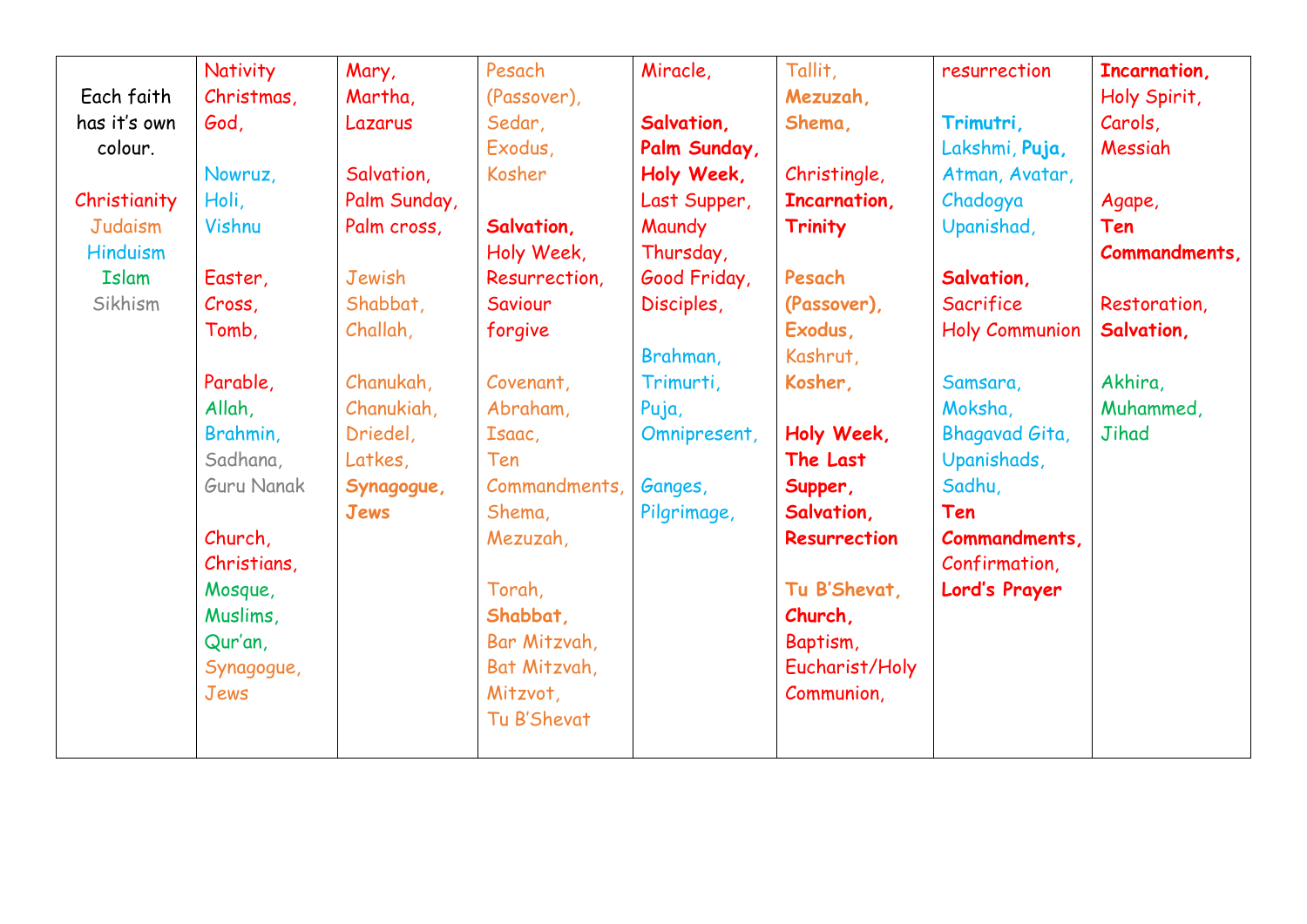| | | | | | | | |
|---|---|---|---|---|---|---|---|
| Each faith has it's own colour.<br><br>Christianity<br>Judaism<br>Hinduism<br>Islam<br>Sikhism | Nativity<br>Christmas,<br>God,<br><br>Nowruz,<br>Holi,<br>Vishnu<br><br>Easter,<br>Cross,<br>Tomb,<br><br>Parable,<br>Allah,<br>Brahmin,<br>Sadhana,<br>Guru Nanak<br><br>Church,<br>Christians,<br>Mosque,<br>Muslims,<br>Qur'an,<br>Synagogue,<br>Jews | Mary,<br>Martha,<br>Lazarus<br><br>Salvation,<br>Palm Sunday,<br>Palm cross,<br><br>Jewish<br>Shabbat,<br>Challah,<br><br>Chanukah,<br>Chanukiah,<br>Driedel,<br>Latkes,<br>**Synagogue,**<br>**Jews** | Pesach<br>(Passover),<br>Sedar,<br>Exodus,<br>Kosher<br><br>**Salvation,**<br>Holy Week,<br>Resurrection,<br>Saviour<br>forgive<br><br>Covenant,<br>Abraham,<br>Isaac,<br>Ten<br>Commandments,<br>Shema,<br>Mezuzah,<br><br>Torah,<br>**Shabbat,**<br>Bar Mitzvah,<br>Bat Mitzvah,<br>Mitzvot,<br>Tu B'Shevat | Miracle,<br><br>**Salvation,**<br>**Palm Sunday,**<br>**Holy Week,**<br>Last Supper,<br>Maundy<br>Thursday,<br>Good Friday,<br>Disciples,<br><br>Brahman,<br>Trimurti,<br>Puja,<br>Omnipresent,<br><br>Ganges,<br>Pilgrimage, | Tallit,<br>**Mezuzah,**<br>**Shema,**<br><br>Christingle,<br>**Incarnation,**<br>**Trinity**<br><br>**Pesach**<br>**(Passover),**<br>**Exodus,**<br>Kashrut,<br>**Kosher,**<br><br>**Holy Week,**<br>**The Last**<br>**Supper,**<br>**Salvation,**<br>**Resurrection**<br><br>Tu B'Shevat,<br>**Church,**<br>Baptism,<br>Eucharist/Holy<br>Communion, | resurrection<br><br>**Trimutri,**<br>Lakshmi, **Puja,**<br>Atman, Avatar,<br>Chadogya<br>Upanishad,<br><br>**Salvation,**<br>Sacrifice<br>Holy Communion<br><br>Samsara,<br>Moksha,<br>Bhagavad Gita,<br>Upanishads,<br>Sadhu,<br>**Ten**<br>**Commandments,**<br>Confirmation,<br>**Lord's Prayer** | **Incarnation,**<br>Holy Spirit,<br>Carols,<br>Messiah<br><br>Agape,<br>**Ten**<br>**Commandments,**<br><br>Restoration,<br>**Salvation,**<br><br>Akhira,<br>Muhammed,<br>Jihad |